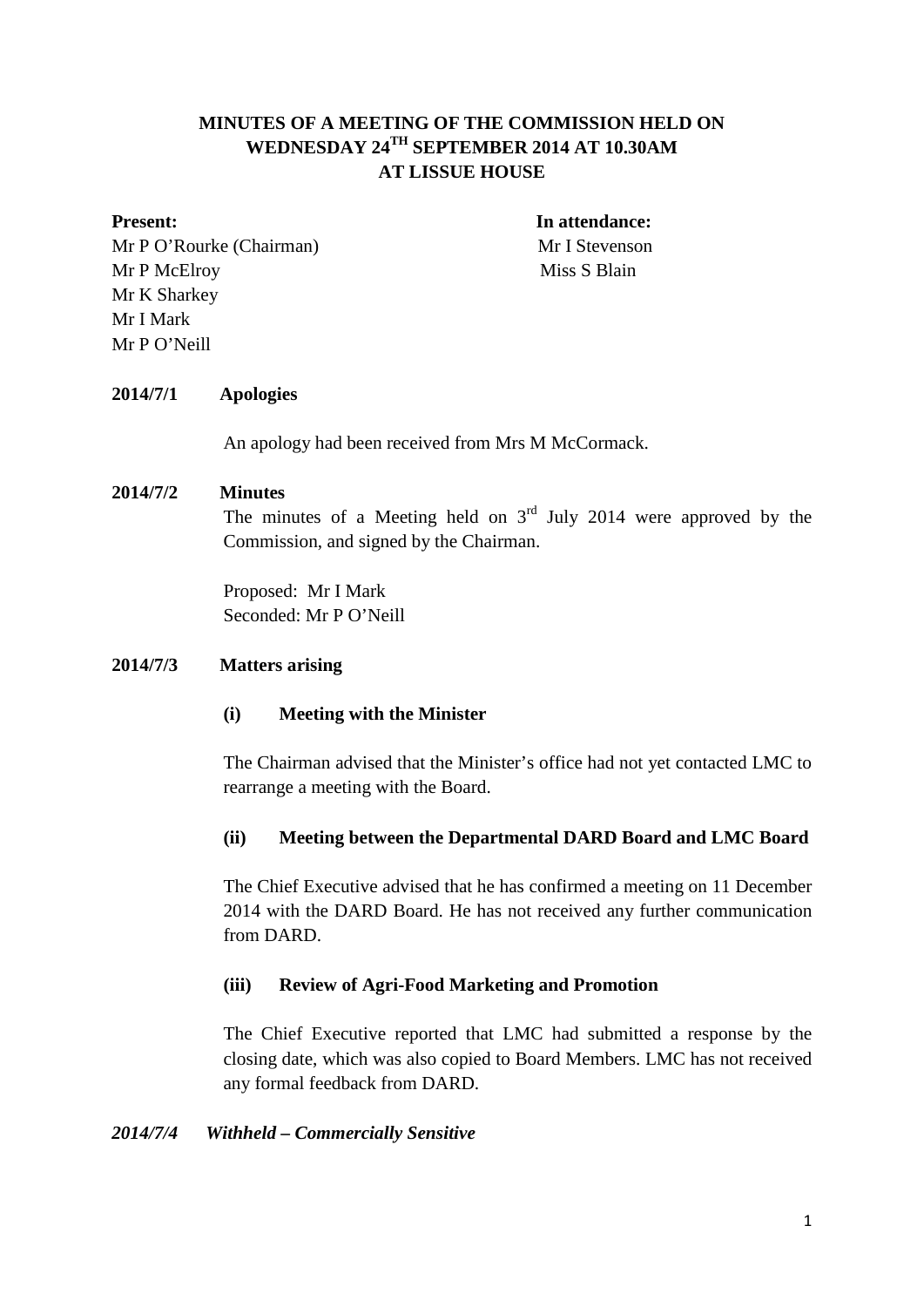# MINUTES OF A MEETING OF THE COMMISSION HELD ON WEDNESDAY 24TH SEPTEMBER 2014 AT 10.30AM AT LISSUE HOUSE

| **Present:** | **In attendance:** |
|---|---|
| Mr P O'Rourke (Chairman) | Mr I Stevenson |
| Mr P McElroy | Miss S Blain |
| Mr K Sharkey | |
| Mr I Mark | |
| Mr P O'Neill | |

**2014/7/1 Apologies**

An apology had been received from Mrs M McCormack.

**2014/7/2 Minutes**

The minutes of a Meeting held on 3rd July 2014 were approved by the Commission, and signed by the Chairman.

Proposed: Mr I Mark
Seconded: Mr P O'Neill

**2014/7/3 Matters arising**

**(i) Meeting with the Minister**

The Chairman advised that the Minister's office had not yet contacted LMC to rearrange a meeting with the Board.

**(ii) Meeting between the Departmental DARD Board and LMC Board**

The Chief Executive advised that he has confirmed a meeting on 11 December 2014 with the DARD Board. He has not received any further communication from DARD.

**(iii) Review of Agri-Food Marketing and Promotion**

The Chief Executive reported that LMC had submitted a response by the closing date, which was also copied to Board Members. LMC has not received any formal feedback from DARD.

***2014/7/4 Withheld – Commercially Sensitive***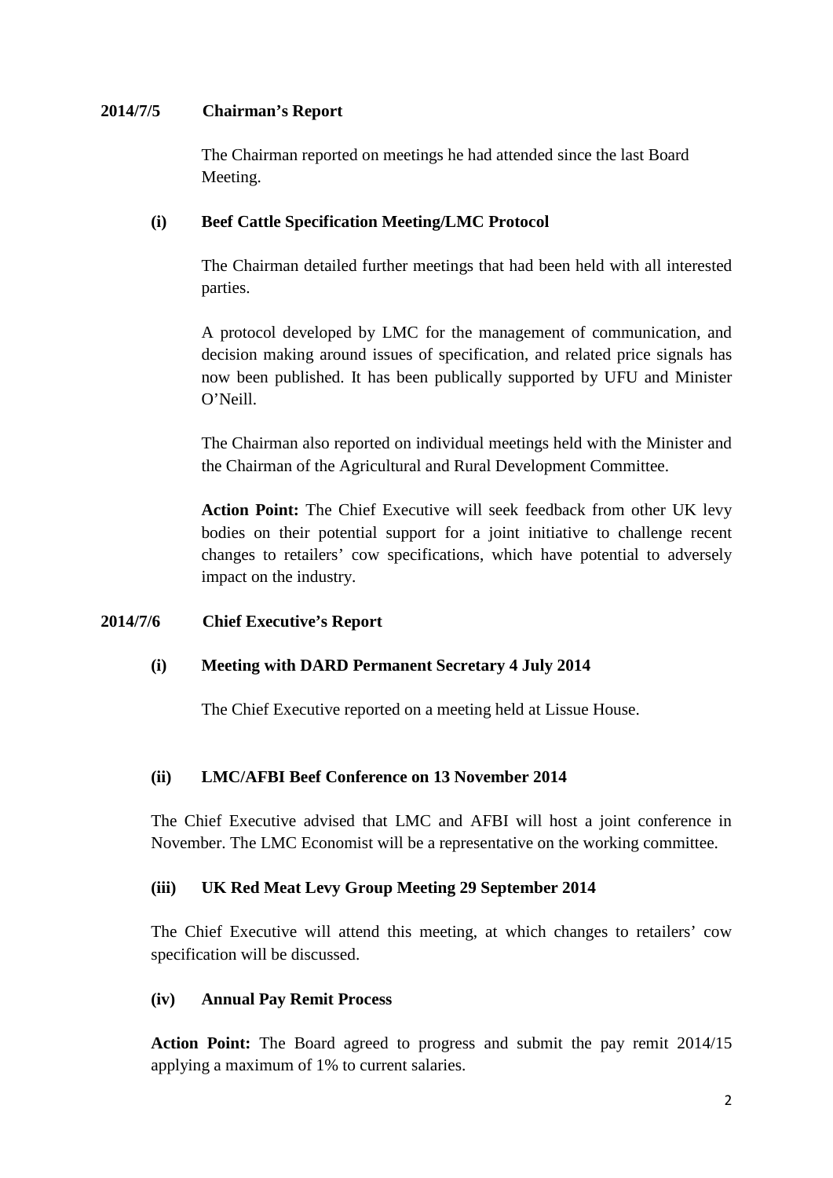**2014/7/5 Chairman's Report**

The Chairman reported on meetings he had attended since the last Board Meeting.

**(i) Beef Cattle Specification Meeting/LMC Protocol**

The Chairman detailed further meetings that had been held with all interested parties.

A protocol developed by LMC for the management of communication, and decision making around issues of specification, and related price signals has now been published. It has been publically supported by UFU and Minister O'Neill.

The Chairman also reported on individual meetings held with the Minister and the Chairman of the Agricultural and Rural Development Committee.

**Action Point:** The Chief Executive will seek feedback from other UK levy bodies on their potential support for a joint initiative to challenge recent changes to retailers' cow specifications, which have potential to adversely impact on the industry.

**2014/7/6 Chief Executive's Report**

**(i) Meeting with DARD Permanent Secretary 4 July 2014**

The Chief Executive reported on a meeting held at Lissue House.

**(ii) LMC/AFBI Beef Conference on 13 November 2014**

The Chief Executive advised that LMC and AFBI will host a joint conference in November. The LMC Economist will be a representative on the working committee.

**(iii) UK Red Meat Levy Group Meeting 29 September 2014**

The Chief Executive will attend this meeting, at which changes to retailers' cow specification will be discussed.

**(iv) Annual Pay Remit Process**

**Action Point:** The Board agreed to progress and submit the pay remit 2014/15 applying a maximum of 1% to current salaries.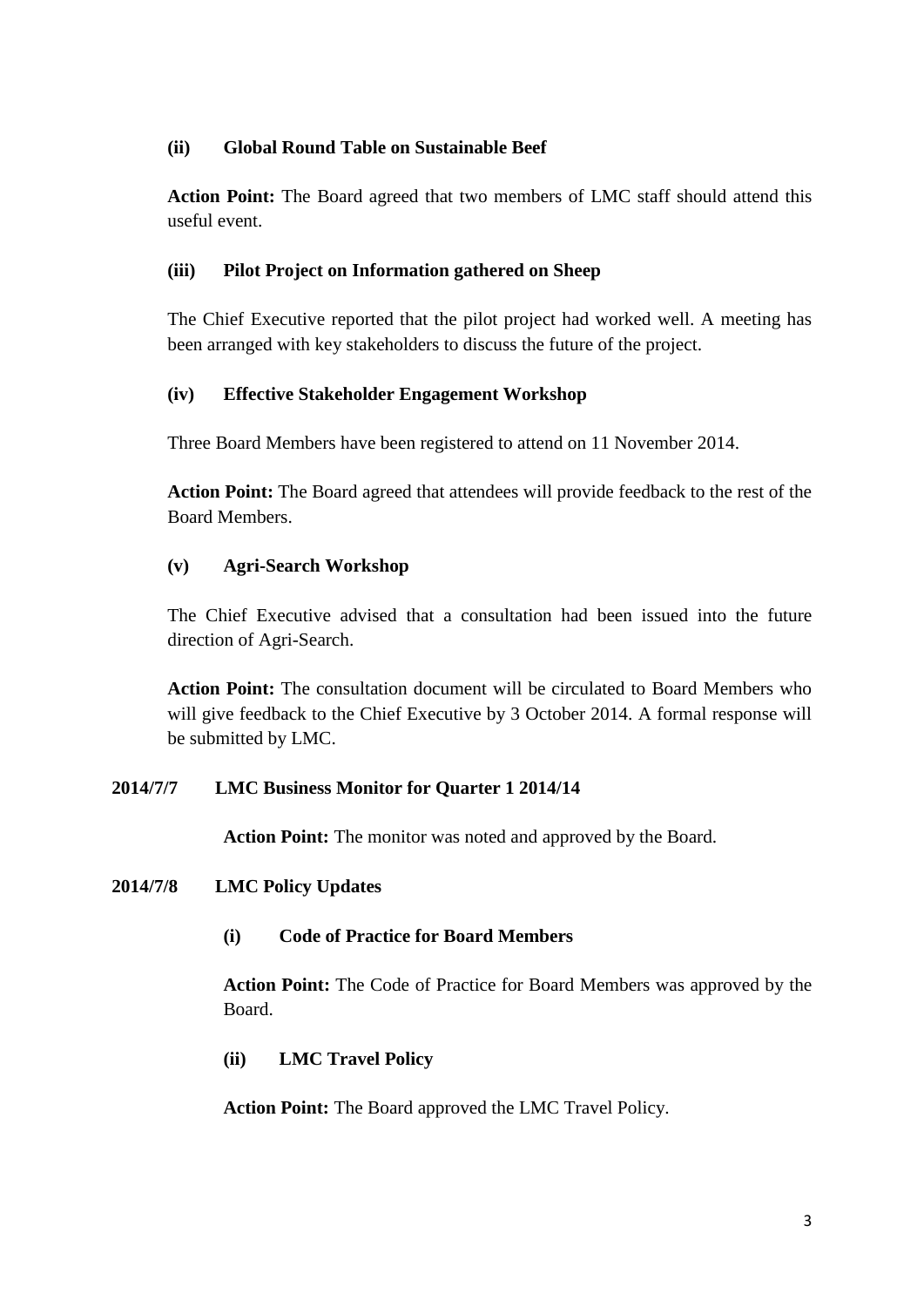**(ii) Global Round Table on Sustainable Beef**

**Action Point:** The Board agreed that two members of LMC staff should attend this useful event.

**(iii) Pilot Project on Information gathered on Sheep**

The Chief Executive reported that the pilot project had worked well. A meeting has been arranged with key stakeholders to discuss the future of the project.

**(iv) Effective Stakeholder Engagement Workshop**

Three Board Members have been registered to attend on 11 November 2014.

**Action Point:** The Board agreed that attendees will provide feedback to the rest of the Board Members.

**(v) Agri-Search Workshop**

The Chief Executive advised that a consultation had been issued into the future direction of Agri-Search.

**Action Point:** The consultation document will be circulated to Board Members who will give feedback to the Chief Executive by 3 October 2014. A formal response will be submitted by LMC.

**2014/7/7 LMC Business Monitor for Quarter 1 2014/14**

**Action Point:** The monitor was noted and approved by the Board.

**2014/7/8 LMC Policy Updates**

**(i) Code of Practice for Board Members**

**Action Point:** The Code of Practice for Board Members was approved by the Board.

**(ii) LMC Travel Policy**

**Action Point:** The Board approved the LMC Travel Policy.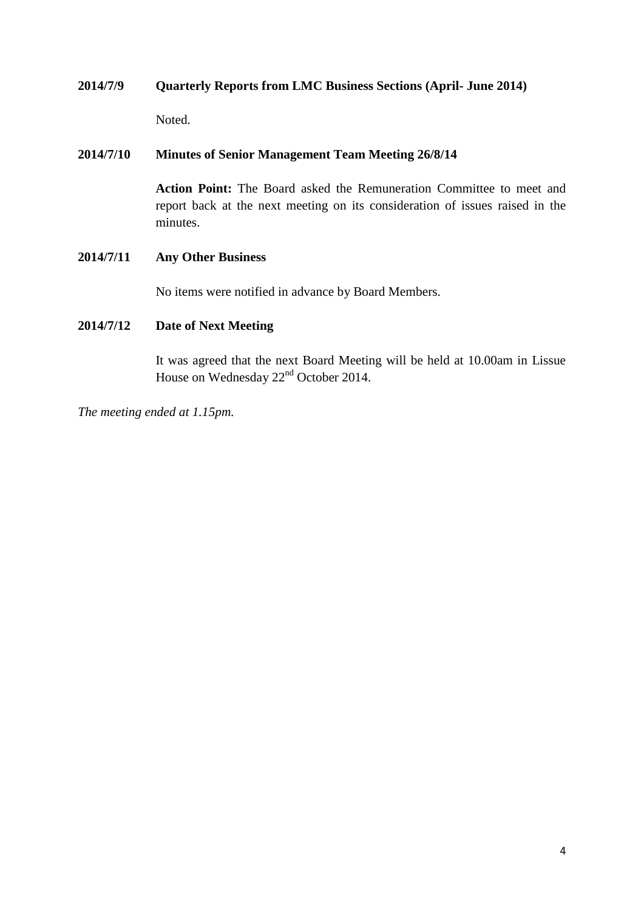**2014/7/9 Quarterly Reports from LMC Business Sections (April- June 2014)**

Noted.

**2014/7/10 Minutes of Senior Management Team Meeting 26/8/14**

**Action Point:** The Board asked the Remuneration Committee to meet and report back at the next meeting on its consideration of issues raised in the minutes.

**2014/7/11 Any Other Business**

No items were notified in advance by Board Members.

**2014/7/12 Date of Next Meeting**

It was agreed that the next Board Meeting will be held at 10.00am in Lissue House on Wednesday 22nd October 2014.

*The meeting ended at 1.15pm.*